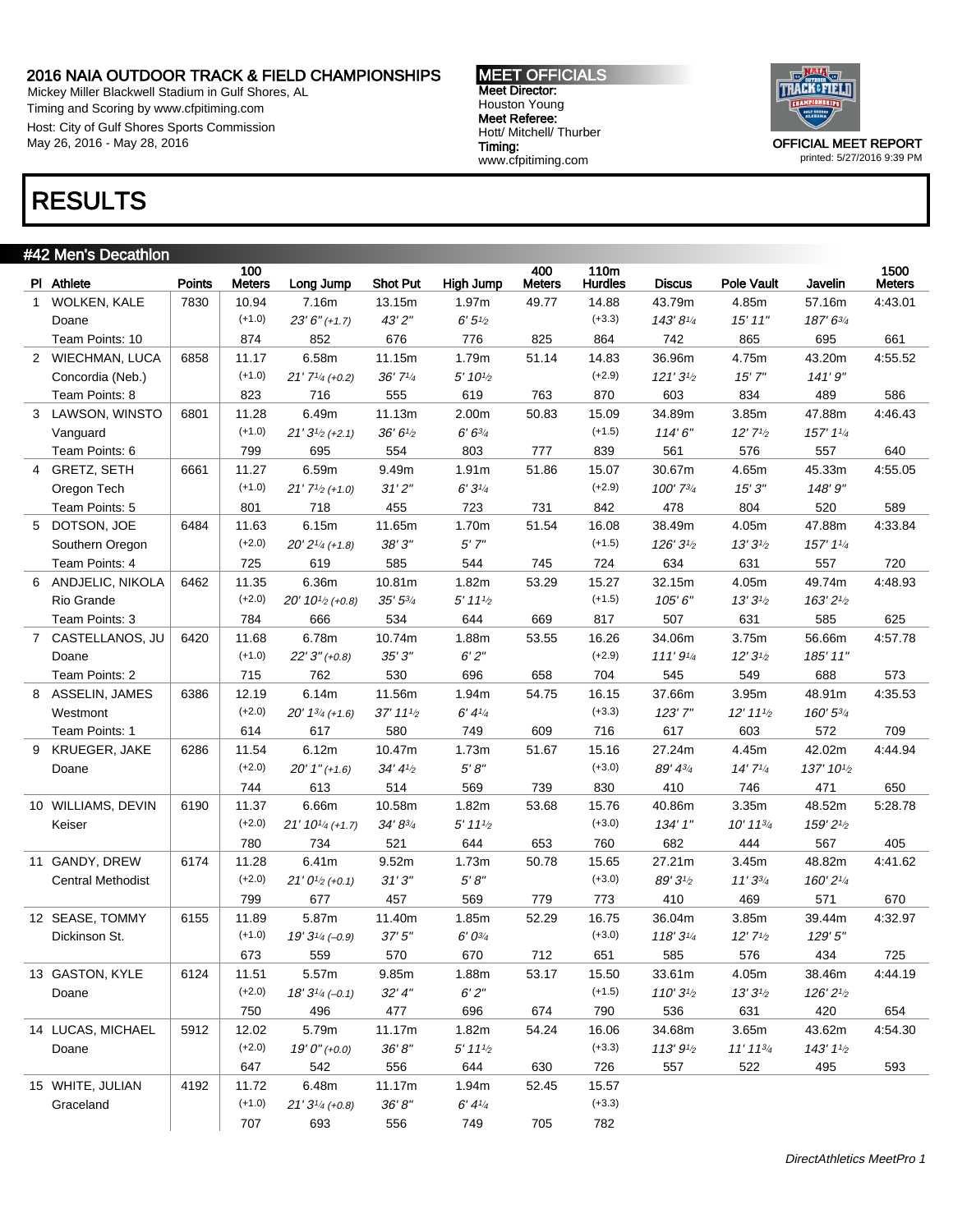## 2016 NAIA OUTDOOR TRACK & FIELD CHAMPIONSHIPS

Mickey Miller Blackwell Stadium in Gulf Shores, AL
Timing and Scoring by www.cfpitiming.com
Host: City of Gulf Shores Sports Commission
May 26, 2016 - May 28, 2016

**MEET OFFICIALS**
**Meet Director:** Houston Young
**Meet Referee:** Hott/ Mitchell/ Thurber
**Timing:** www.cfpitiming.com

OFFICIAL MEET REPORT
printed: 5/27/2016 9:39 PM

# RESULTS

### #42 Men's Decathlon

| Pl | Athlete | Points | 100 Meters | Long Jump | Shot Put | High Jump | 400 Meters | 110m Hurdles | Discus | Pole Vault | Javelin | 1500 Meters |
|---|---|---|---|---|---|---|---|---|---|---|---|---|
| 1 | WOLKEN, KALE | 7830 | 10.94 | 7.16m | 13.15m | 1.97m | 49.77 | 14.88 | 43.79m | 4.85m | 57.16m | 4:43.01 |
| | Doane | | (+1.0) | 23' 6" (+1.7) | 43' 2" | 6' 5½ | | (+3.3) | 143' 8¼ | 15' 11" | 187' 6¾ | |
| | Team Points: 10 | | 874 | 852 | 676 | 776 | 825 | 864 | 742 | 865 | 695 | 661 |
| 2 | WIECHMAN, LUCA | 6858 | 11.17 | 6.58m | 11.15m | 1.79m | 51.14 | 14.83 | 36.96m | 4.75m | 43.20m | 4:55.52 |
| | Concordia (Neb.) | | (+1.0) | 21' 7¼ (+0.2) | 36' 7¼ | 5' 10½ | | (+2.9) | 121' 3½ | 15' 7" | 141' 9" | |
| | Team Points: 8 | | 823 | 716 | 555 | 619 | 763 | 870 | 603 | 834 | 489 | 586 |
| 3 | LAWSON, WINSTO | 6801 | 11.28 | 6.49m | 11.13m | 2.00m | 50.83 | 15.09 | 34.89m | 3.85m | 47.88m | 4:46.43 |
| | Vanguard | | (+1.0) | 21' 3½ (+2.1) | 36' 6½ | 6' 6¾ | | (+1.5) | 114' 6" | 12' 7½ | 157' 1¼ | |
| | Team Points: 6 | | 799 | 695 | 554 | 803 | 777 | 839 | 561 | 576 | 557 | 640 |
| 4 | GRETZ, SETH | 6661 | 11.27 | 6.59m | 9.49m | 1.91m | 51.86 | 15.07 | 30.67m | 4.65m | 45.33m | 4:55.05 |
| | Oregon Tech | | (+1.0) | 21' 7½ (+1.0) | 31' 2" | 6' 3¼ | | (+2.9) | 100' 7¾ | 15' 3" | 148' 9" | |
| | Team Points: 5 | | 801 | 718 | 455 | 723 | 731 | 842 | 478 | 804 | 520 | 589 |
| 5 | DOTSON, JOE | 6484 | 11.63 | 6.15m | 11.65m | 1.70m | 51.54 | 16.08 | 38.49m | 4.05m | 47.88m | 4:33.84 |
| | Southern Oregon | | (+2.0) | 20' 2¼ (+1.8) | 38' 3" | 5' 7" | | (+1.5) | 126' 3½ | 13' 3½ | 157' 1¼ | |
| | Team Points: 4 | | 725 | 619 | 585 | 544 | 745 | 724 | 634 | 631 | 557 | 720 |
| 6 | ANDJELIC, NIKOLA | 6462 | 11.35 | 6.36m | 10.81m | 1.82m | 53.29 | 15.27 | 32.15m | 4.05m | 49.74m | 4:48.93 |
| | Rio Grande | | (+2.0) | 20' 10½ (+0.8) | 35' 5¾ | 5' 11½ | | (+1.5) | 105' 6" | 13' 3½ | 163' 2½ | |
| | Team Points: 3 | | 784 | 666 | 534 | 644 | 669 | 817 | 507 | 631 | 585 | 625 |
| 7 | CASTELLANOS, JU | 6420 | 11.68 | 6.78m | 10.74m | 1.88m | 53.55 | 16.26 | 34.06m | 3.75m | 56.66m | 4:57.78 |
| | Doane | | (+1.0) | 22' 3" (+0.8) | 35' 3" | 6' 2" | | (+2.9) | 111' 9¼ | 12' 3½ | 185' 11" | |
| | Team Points: 2 | | 715 | 762 | 530 | 696 | 658 | 704 | 545 | 549 | 688 | 573 |
| 8 | ASSELIN, JAMES | 6386 | 12.19 | 6.14m | 11.56m | 1.94m | 54.75 | 16.15 | 37.66m | 3.95m | 48.91m | 4:35.53 |
| | Westmont | | (+2.0) | 20' 1¾ (+1.6) | 37' 11½ | 6' 4¼ | | (+3.3) | 123' 7" | 12' 11½ | 160' 5¾ | |
| | Team Points: 1 | | 614 | 617 | 580 | 749 | 609 | 716 | 617 | 603 | 572 | 709 |
| 9 | KRUEGER, JAKE | 6286 | 11.54 | 6.12m | 10.47m | 1.73m | 51.67 | 15.16 | 27.24m | 4.45m | 42.02m | 4:44.94 |
| | Doane | | (+2.0) | 20' 1" (+1.6) | 34' 4½ | 5' 8" | | (+3.0) | 89' 4¾ | 14' 7¼ | 137' 10½ | |
| | | | 744 | 613 | 514 | 569 | 739 | 830 | 410 | 746 | 471 | 650 |
| 10 | WILLIAMS, DEVIN | 6190 | 11.37 | 6.66m | 10.58m | 1.82m | 53.68 | 15.76 | 40.86m | 3.35m | 48.52m | 5:28.78 |
| | Keiser | | (+2.0) | 21' 10¼ (+1.7) | 34' 8¾ | 5' 11½ | | (+3.0) | 134' 1" | 10' 11¾ | 159' 2½ | |
| | | | 780 | 734 | 521 | 644 | 653 | 760 | 682 | 444 | 567 | 405 |
| 11 | GANDY, DREW | 6174 | 11.28 | 6.41m | 9.52m | 1.73m | 50.78 | 15.65 | 27.21m | 3.45m | 48.82m | 4:41.62 |
| | Central Methodist | | (+2.0) | 21' 0½ (+0.1) | 31' 3" | 5' 8" | | (+3.0) | 89' 3½ | 11' 3¾ | 160' 2¼ | |
| | | | 799 | 677 | 457 | 569 | 779 | 773 | 410 | 469 | 571 | 670 |
| 12 | SEASE, TOMMY | 6155 | 11.89 | 5.87m | 11.40m | 1.85m | 52.29 | 16.75 | 36.04m | 3.85m | 39.44m | 4:32.97 |
| | Dickinson St. | | (+1.0) | 19' 3¼ (–0.9) | 37' 5" | 6' 0¾ | | (+3.0) | 118' 3¼ | 12' 7½ | 129' 5" | |
| | | | 673 | 559 | 570 | 670 | 712 | 651 | 585 | 576 | 434 | 725 |
| 13 | GASTON, KYLE | 6124 | 11.51 | 5.57m | 9.85m | 1.88m | 53.17 | 15.50 | 33.61m | 4.05m | 38.46m | 4:44.19 |
| | Doane | | (+2.0) | 18' 3¼ (–0.1) | 32' 4" | 6' 2" | | (+1.5) | 110' 3½ | 13' 3½ | 126' 2½ | |
| | | | 750 | 496 | 477 | 696 | 674 | 790 | 536 | 631 | 420 | 654 |
| 14 | LUCAS, MICHAEL | 5912 | 12.02 | 5.79m | 11.17m | 1.82m | 54.24 | 16.06 | 34.68m | 3.65m | 43.62m | 4:54.30 |
| | Doane | | (+2.0) | 19' 0" (+0.0) | 36' 8" | 5' 11½ | | (+3.3) | 113' 9½ | 11' 11¾ | 143' 1½ | |
| | | | 647 | 542 | 556 | 644 | 630 | 726 | 557 | 522 | 495 | 593 |
| 15 | WHITE, JULIAN | 4192 | 11.72 | 6.48m | 11.17m | 1.94m | 52.45 | 15.57 | | | | |
| | Graceland | | (+1.0) | 21' 3¼ (+0.8) | 36' 8" | 6' 4¼ | | (+3.3) | | | | |
| | | | 707 | 693 | 556 | 749 | 705 | 782 | | | | |

DirectAthletics MeetPro 1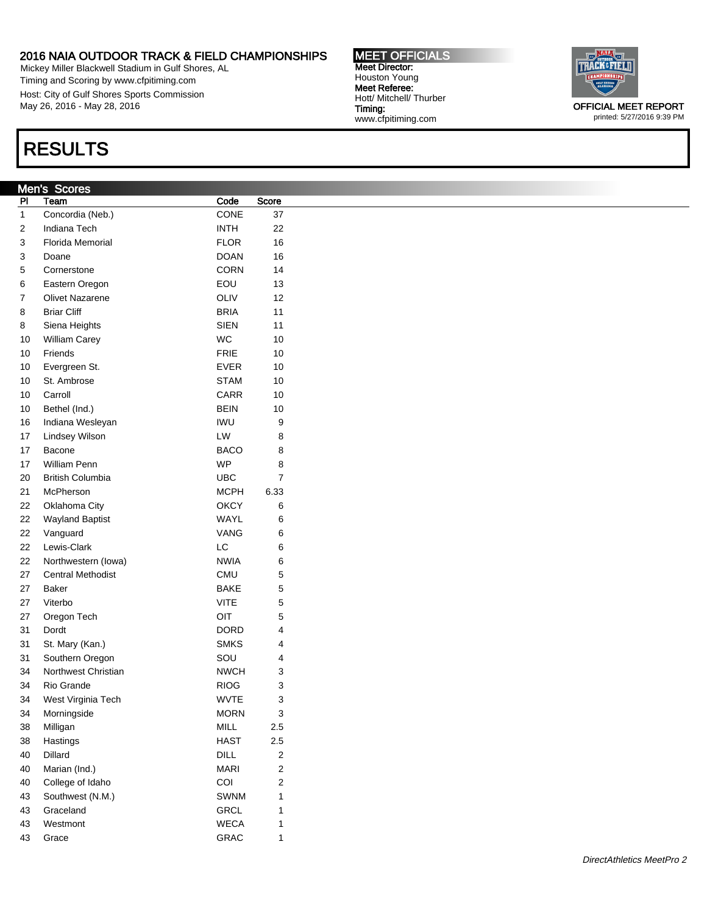2016 NAIA OUTDOOR TRACK & FIELD CHAMPIONSHIPS
Mickey Miller Blackwell Stadium in Gulf Shores, AL
Timing and Scoring by www.cfpitiming.com
Host: City of Gulf Shores Sports Commission
May 26, 2016 - May 28, 2016

**MEET OFFICIALS**
**Meet Director:**
Houston Young
**Meet Referee:**
Hott/ Mitchell/ Thurber
**Timing:**
www.cfpitiming.com

**OFFICIAL MEET REPORT**
printed: 5/27/2016 9:39 PM

# RESULTS

## Men's Scores

| Pl | Team | Code | Score |
|---|---|---|---|
| 1 | Concordia (Neb.) | CONE | 37 |
| 2 | Indiana Tech | INTH | 22 |
| 3 | Florida Memorial | FLOR | 16 |
| 3 | Doane | DOAN | 16 |
| 5 | Cornerstone | CORN | 14 |
| 6 | Eastern Oregon | EOU | 13 |
| 7 | Olivet Nazarene | OLIV | 12 |
| 8 | Briar Cliff | BRIA | 11 |
| 8 | Siena Heights | SIEN | 11 |
| 10 | William Carey | WC | 10 |
| 10 | Friends | FRIE | 10 |
| 10 | Evergreen St. | EVER | 10 |
| 10 | St. Ambrose | STAM | 10 |
| 10 | Carroll | CARR | 10 |
| 10 | Bethel (Ind.) | BEIN | 10 |
| 16 | Indiana Wesleyan | IWU | 9 |
| 17 | Lindsey Wilson | LW | 8 |
| 17 | Bacone | BACO | 8 |
| 17 | William Penn | WP | 8 |
| 20 | British Columbia | UBC | 7 |
| 21 | McPherson | MCPH | 6.33 |
| 22 | Oklahoma City | OKCY | 6 |
| 22 | Wayland Baptist | WAYL | 6 |
| 22 | Vanguard | VANG | 6 |
| 22 | Lewis-Clark | LC | 6 |
| 22 | Northwestern (Iowa) | NWIA | 6 |
| 27 | Central Methodist | CMU | 5 |
| 27 | Baker | BAKE | 5 |
| 27 | Viterbo | VITE | 5 |
| 27 | Oregon Tech | OIT | 5 |
| 31 | Dordt | DORD | 4 |
| 31 | St. Mary (Kan.) | SMKS | 4 |
| 31 | Southern Oregon | SOU | 4 |
| 34 | Northwest Christian | NWCH | 3 |
| 34 | Rio Grande | RIOG | 3 |
| 34 | West Virginia Tech | WVTE | 3 |
| 34 | Morningside | MORN | 3 |
| 38 | Milligan | MILL | 2.5 |
| 38 | Hastings | HAST | 2.5 |
| 40 | Dillard | DILL | 2 |
| 40 | Marian (Ind.) | MARI | 2 |
| 40 | College of Idaho | COI | 2 |
| 43 | Southwest (N.M.) | SWNM | 1 |
| 43 | Graceland | GRCL | 1 |
| 43 | Westmont | WECA | 1 |
| 43 | Grace | GRAC | 1 |

*DirectAthletics MeetPro 2*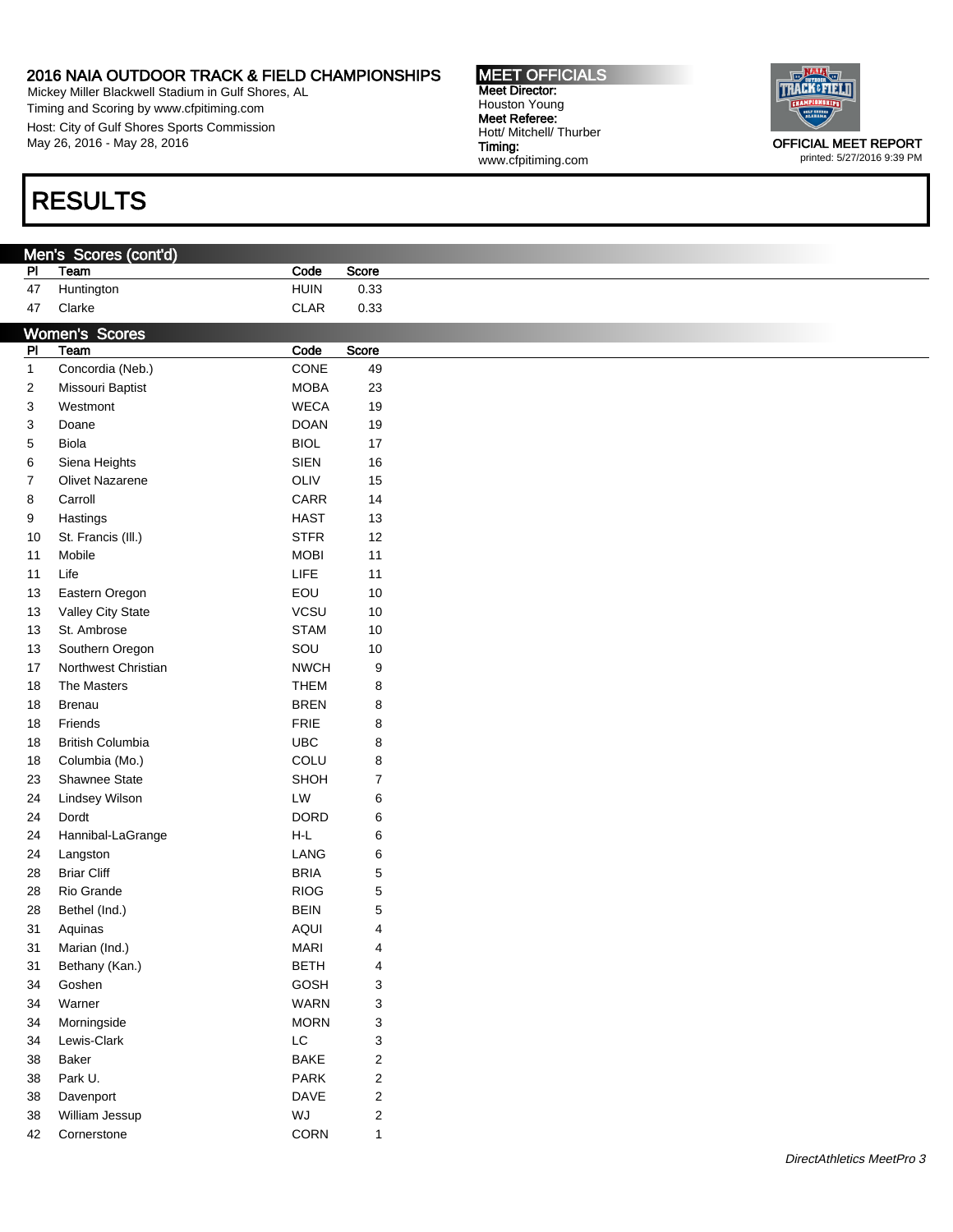2016 NAIA OUTDOOR TRACK & FIELD CHAMPIONSHIPS
Mickey Miller Blackwell Stadium in Gulf Shores, AL
Timing and Scoring by www.cfpitiming.com
Host: City of Gulf Shores Sports Commission
May 26, 2016 - May 28, 2016

**MEET OFFICIALS**
**Meet Director:**
Houston Young
**Meet Referee:**
Hott/ Mitchell/ Thurber
**Timing:**
www.cfpitiming.com

**OFFICIAL MEET REPORT**
printed: 5/27/2016 9:39 PM

# RESULTS

## Men's Scores (cont'd)

| Pl | Team | Code | Score |
|---|---|---|---|
| 47 | Huntington | HUIN | 0.33 |
| 47 | Clarke | CLAR | 0.33 |

## Women's Scores

| Pl | Team | Code | Score |
|---|---|---|---|
| 1 | Concordia (Neb.) | CONE | 49 |
| 2 | Missouri Baptist | MOBA | 23 |
| 3 | Westmont | WECA | 19 |
| 3 | Doane | DOAN | 19 |
| 5 | Biola | BIOL | 17 |
| 6 | Siena Heights | SIEN | 16 |
| 7 | Olivet Nazarene | OLIV | 15 |
| 8 | Carroll | CARR | 14 |
| 9 | Hastings | HAST | 13 |
| 10 | St. Francis (Ill.) | STFR | 12 |
| 11 | Mobile | MOBI | 11 |
| 11 | Life | LIFE | 11 |
| 13 | Eastern Oregon | EOU | 10 |
| 13 | Valley City State | VCSU | 10 |
| 13 | St. Ambrose | STAM | 10 |
| 13 | Southern Oregon | SOU | 10 |
| 17 | Northwest Christian | NWCH | 9 |
| 18 | The Masters | THEM | 8 |
| 18 | Brenau | BREN | 8 |
| 18 | Friends | FRIE | 8 |
| 18 | British Columbia | UBC | 8 |
| 18 | Columbia (Mo.) | COLU | 8 |
| 23 | Shawnee State | SHOH | 7 |
| 24 | Lindsey Wilson | LW | 6 |
| 24 | Dordt | DORD | 6 |
| 24 | Hannibal-LaGrange | H-L | 6 |
| 24 | Langston | LANG | 6 |
| 28 | Briar Cliff | BRIA | 5 |
| 28 | Rio Grande | RIOG | 5 |
| 28 | Bethel (Ind.) | BEIN | 5 |
| 31 | Aquinas | AQUI | 4 |
| 31 | Marian (Ind.) | MARI | 4 |
| 31 | Bethany (Kan.) | BETH | 4 |
| 34 | Goshen | GOSH | 3 |
| 34 | Warner | WARN | 3 |
| 34 | Morningside | MORN | 3 |
| 34 | Lewis-Clark | LC | 3 |
| 38 | Baker | BAKE | 2 |
| 38 | Park U. | PARK | 2 |
| 38 | Davenport | DAVE | 2 |
| 38 | William Jessup | WJ | 2 |
| 42 | Cornerstone | CORN | 1 |

*DirectAthletics MeetPro 3*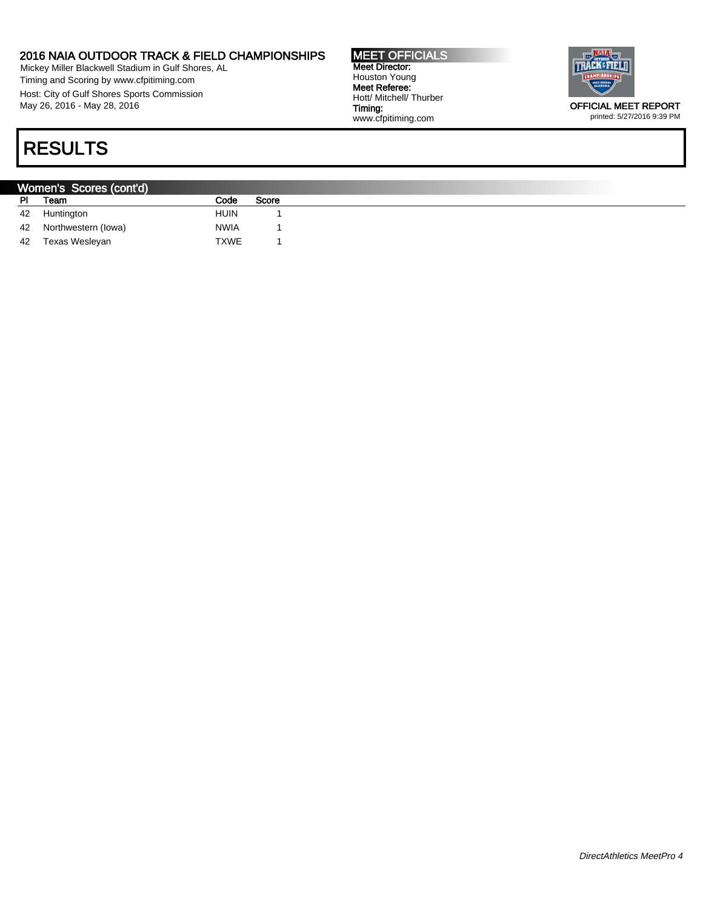# RESULTS

## Women's Scores (cont'd)

| Pl | Team | Code | Score |
|---|---|---|---|
| 42 | Huntington | HUIN | 1 |
| 42 | Northwestern (Iowa) | NWIA | 1 |
| 42 | Texas Wesleyan | TXWE | 1 |